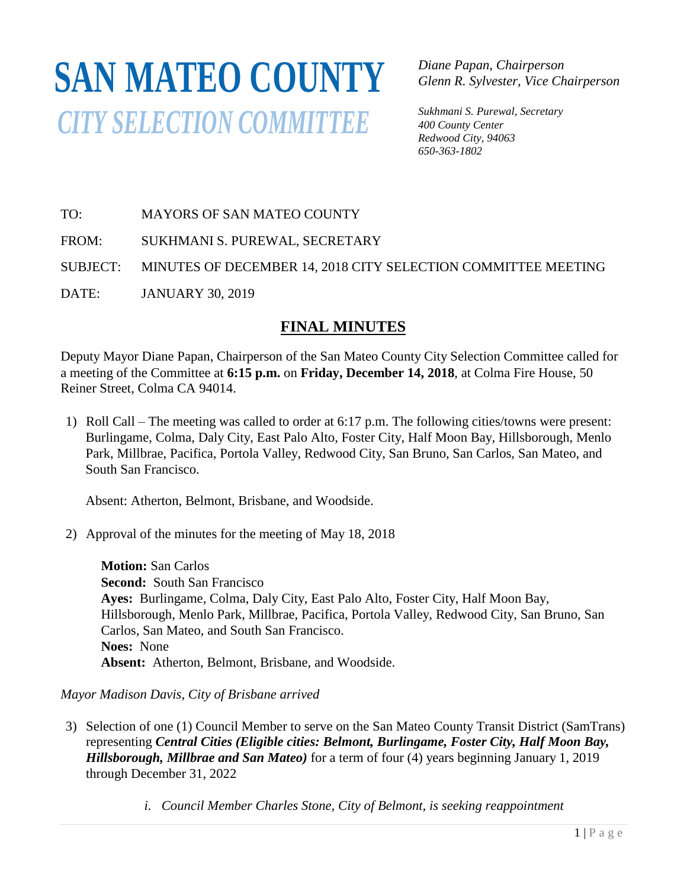# SAN MATEO COUNTY

## *CITY SELECTION COMMITTEE*

*Diane Papan, Chairperson*
*Glenn R. Sylvester, Vice Chairperson*

*Sukhmani S. Purewal, Secretary*
*400 County Center*
*Redwood City, 94063*
*650-363-1802*

TO: MAYORS OF SAN MATEO COUNTY

FROM: SUKHMANI S. PUREWAL, SECRETARY

SUBJECT: MINUTES OF DECEMBER 14, 2018 CITY SELECTION COMMITTEE MEETING

DATE: JANUARY 30, 2019

## FINAL MINUTES

Deputy Mayor Diane Papan, Chairperson of the San Mateo County City Selection Committee called for a meeting of the Committee at **6:15 p.m.** on **Friday, December 14, 2018**, at Colma Fire House, 50 Reiner Street, Colma CA 94014.

1) Roll Call – The meeting was called to order at 6:17 p.m. The following cities/towns were present: Burlingame, Colma, Daly City, East Palo Alto, Foster City, Half Moon Bay, Hillsborough, Menlo Park, Millbrae, Pacifica, Portola Valley, Redwood City, San Bruno, San Carlos, San Mateo, and South San Francisco.

   Absent: Atherton, Belmont, Brisbane, and Woodside.

2) Approval of the minutes for the meeting of May 18, 2018

   **Motion:** San Carlos
   **Second:** South San Francisco
   **Ayes:** Burlingame, Colma, Daly City, East Palo Alto, Foster City, Half Moon Bay, Hillsborough, Menlo Park, Millbrae, Pacifica, Portola Valley, Redwood City, San Bruno, San Carlos, San Mateo, and South San Francisco.
   **Noes:** None
   **Absent:** Atherton, Belmont, Brisbane, and Woodside.

*Mayor Madison Davis, City of Brisbane arrived*

3) Selection of one (1) Council Member to serve on the San Mateo County Transit District (SamTrans) representing ***Central Cities (Eligible cities: Belmont, Burlingame, Foster City, Half Moon Bay, Hillsborough, Millbrae and San Mateo)*** for a term of four (4) years beginning January 1, 2019 through December 31, 2022

   i. *Council Member Charles Stone, City of Belmont, is seeking reappointment*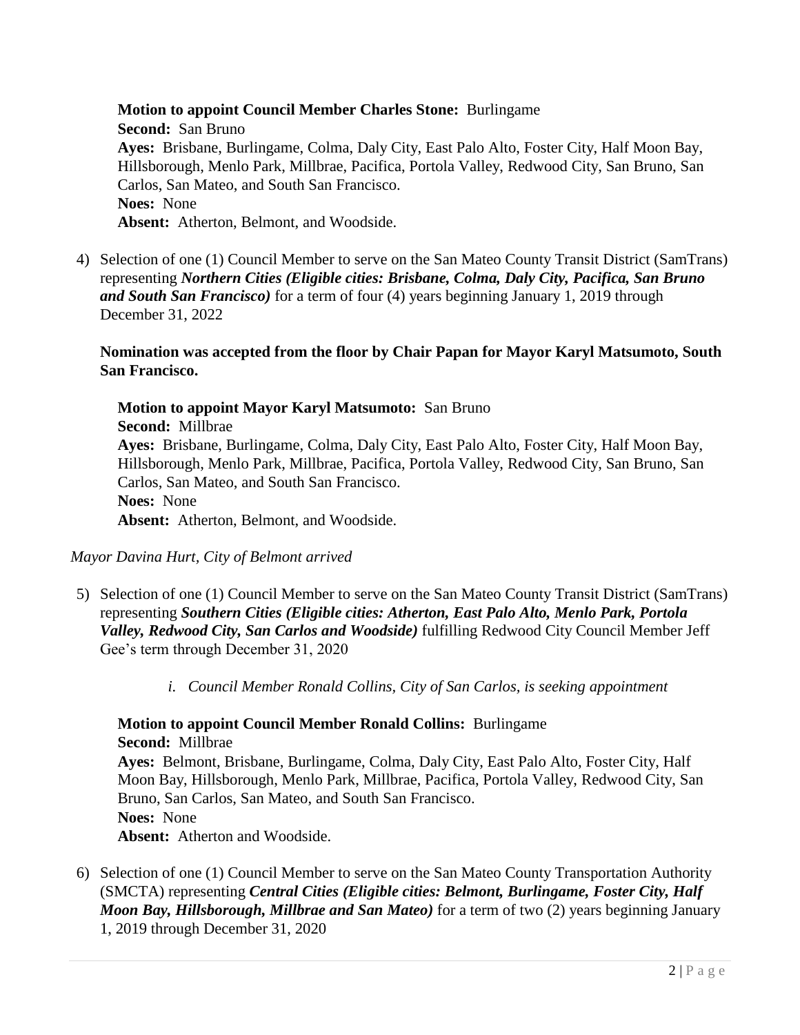**Motion to appoint Council Member Charles Stone:** Burlingame
**Second:** San Bruno
**Ayes:** Brisbane, Burlingame, Colma, Daly City, East Palo Alto, Foster City, Half Moon Bay, Hillsborough, Menlo Park, Millbrae, Pacifica, Portola Valley, Redwood City, San Bruno, San Carlos, San Mateo, and South San Francisco.
**Noes:** None
**Absent:** Atherton, Belmont, and Woodside.

4) Selection of one (1) Council Member to serve on the San Mateo County Transit District (SamTrans) representing ***Northern Cities (Eligible cities: Brisbane, Colma, Daly City, Pacifica, San Bruno and South San Francisco)*** for a term of four (4) years beginning January 1, 2019 through December 31, 2022

**Nomination was accepted from the floor by Chair Papan for Mayor Karyl Matsumoto, South San Francisco.**

**Motion to appoint Mayor Karyl Matsumoto:** San Bruno
**Second:** Millbrae
**Ayes:** Brisbane, Burlingame, Colma, Daly City, East Palo Alto, Foster City, Half Moon Bay, Hillsborough, Menlo Park, Millbrae, Pacifica, Portola Valley, Redwood City, San Bruno, San Carlos, San Mateo, and South San Francisco.
**Noes:** None
**Absent:** Atherton, Belmont, and Woodside.

*Mayor Davina Hurt, City of Belmont arrived*

5) Selection of one (1) Council Member to serve on the San Mateo County Transit District (SamTrans) representing ***Southern Cities (Eligible cities: Atherton, East Palo Alto, Menlo Park, Portola Valley, Redwood City, San Carlos and Woodside)*** fulfilling Redwood City Council Member Jeff Gee's term through December 31, 2020

    i. *Council Member Ronald Collins, City of San Carlos, is seeking appointment*

**Motion to appoint Council Member Ronald Collins:** Burlingame
**Second:** Millbrae
**Ayes:** Belmont, Brisbane, Burlingame, Colma, Daly City, East Palo Alto, Foster City, Half Moon Bay, Hillsborough, Menlo Park, Millbrae, Pacifica, Portola Valley, Redwood City, San Bruno, San Carlos, San Mateo, and South San Francisco.
**Noes:** None
**Absent:** Atherton and Woodside.

6) Selection of one (1) Council Member to serve on the San Mateo County Transportation Authority (SMCTA) representing ***Central Cities (Eligible cities: Belmont, Burlingame, Foster City, Half Moon Bay, Hillsborough, Millbrae and San Mateo)*** for a term of two (2) years beginning January 1, 2019 through December 31, 2020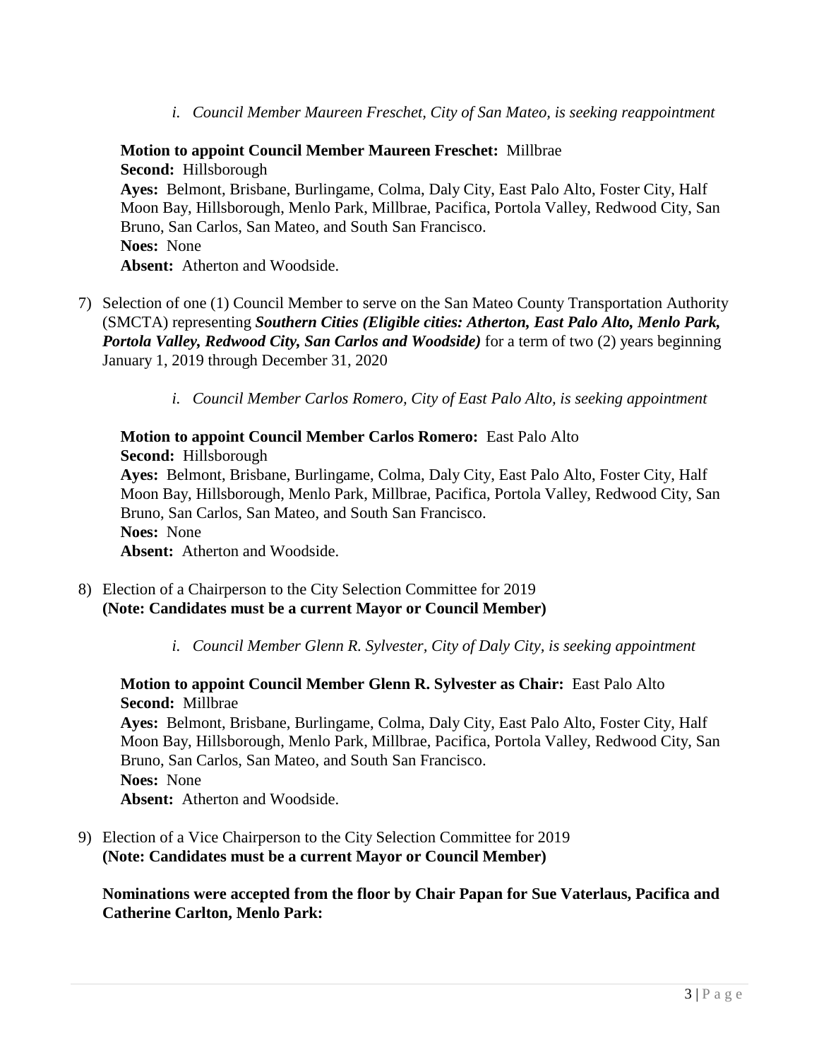i. *Council Member Maureen Freschet, City of San Mateo, is seeking reappointment*

**Motion to appoint Council Member Maureen Freschet:** Millbrae
**Second:** Hillsborough
**Ayes:** Belmont, Brisbane, Burlingame, Colma, Daly City, East Palo Alto, Foster City, Half Moon Bay, Hillsborough, Menlo Park, Millbrae, Pacifica, Portola Valley, Redwood City, San Bruno, San Carlos, San Mateo, and South San Francisco.
**Noes:** None
**Absent:** Atherton and Woodside.

7) Selection of one (1) Council Member to serve on the San Mateo County Transportation Authority (SMCTA) representing ***Southern Cities (Eligible cities: Atherton, East Palo Alto, Menlo Park, Portola Valley, Redwood City, San Carlos and Woodside)*** for a term of two (2) years beginning January 1, 2019 through December 31, 2020

   i. *Council Member Carlos Romero, City of East Palo Alto, is seeking appointment*

**Motion to appoint Council Member Carlos Romero:** East Palo Alto
**Second:** Hillsborough
**Ayes:** Belmont, Brisbane, Burlingame, Colma, Daly City, East Palo Alto, Foster City, Half Moon Bay, Hillsborough, Menlo Park, Millbrae, Pacifica, Portola Valley, Redwood City, San Bruno, San Carlos, San Mateo, and South San Francisco.
**Noes:** None
**Absent:** Atherton and Woodside.

8) Election of a Chairperson to the City Selection Committee for 2019
**(Note: Candidates must be a current Mayor or Council Member)**

   i. *Council Member Glenn R. Sylvester, City of Daly City, is seeking appointment*

**Motion to appoint Council Member Glenn R. Sylvester as Chair:** East Palo Alto
**Second:** Millbrae
**Ayes:** Belmont, Brisbane, Burlingame, Colma, Daly City, East Palo Alto, Foster City, Half Moon Bay, Hillsborough, Menlo Park, Millbrae, Pacifica, Portola Valley, Redwood City, San Bruno, San Carlos, San Mateo, and South San Francisco.
**Noes:** None
**Absent:** Atherton and Woodside.

9) Election of a Vice Chairperson to the City Selection Committee for 2019
**(Note: Candidates must be a current Mayor or Council Member)**

**Nominations were accepted from the floor by Chair Papan for Sue Vaterlaus, Pacifica and Catherine Carlton, Menlo Park:**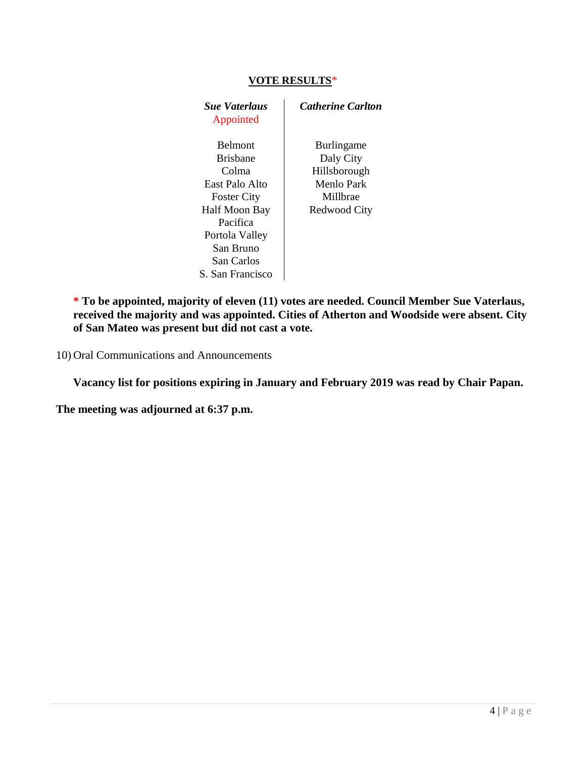**VOTE RESULTS***

| *Sue Vaterlaus* Appointed | *Catherine Carlton* |
| --- | --- |
| Belmont | Burlingame |
| Brisbane | Daly City |
| Colma | Hillsborough |
| East Palo Alto | Menlo Park |
| Foster City | Millbrae |
| Half Moon Bay | Redwood City |
| Pacifica | |
| Portola Valley | |
| San Bruno | |
| San Carlos | |
| S. San Francisco | |

**\* To be appointed, majority of eleven (11) votes are needed. Council Member Sue Vaterlaus, received the majority and was appointed. Cities of Atherton and Woodside were absent. City of San Mateo was present but did not cast a vote.**

10) Oral Communications and Announcements

**Vacancy list for positions expiring in January and February 2019 was read by Chair Papan.**

**The meeting was adjourned at 6:37 p.m.**